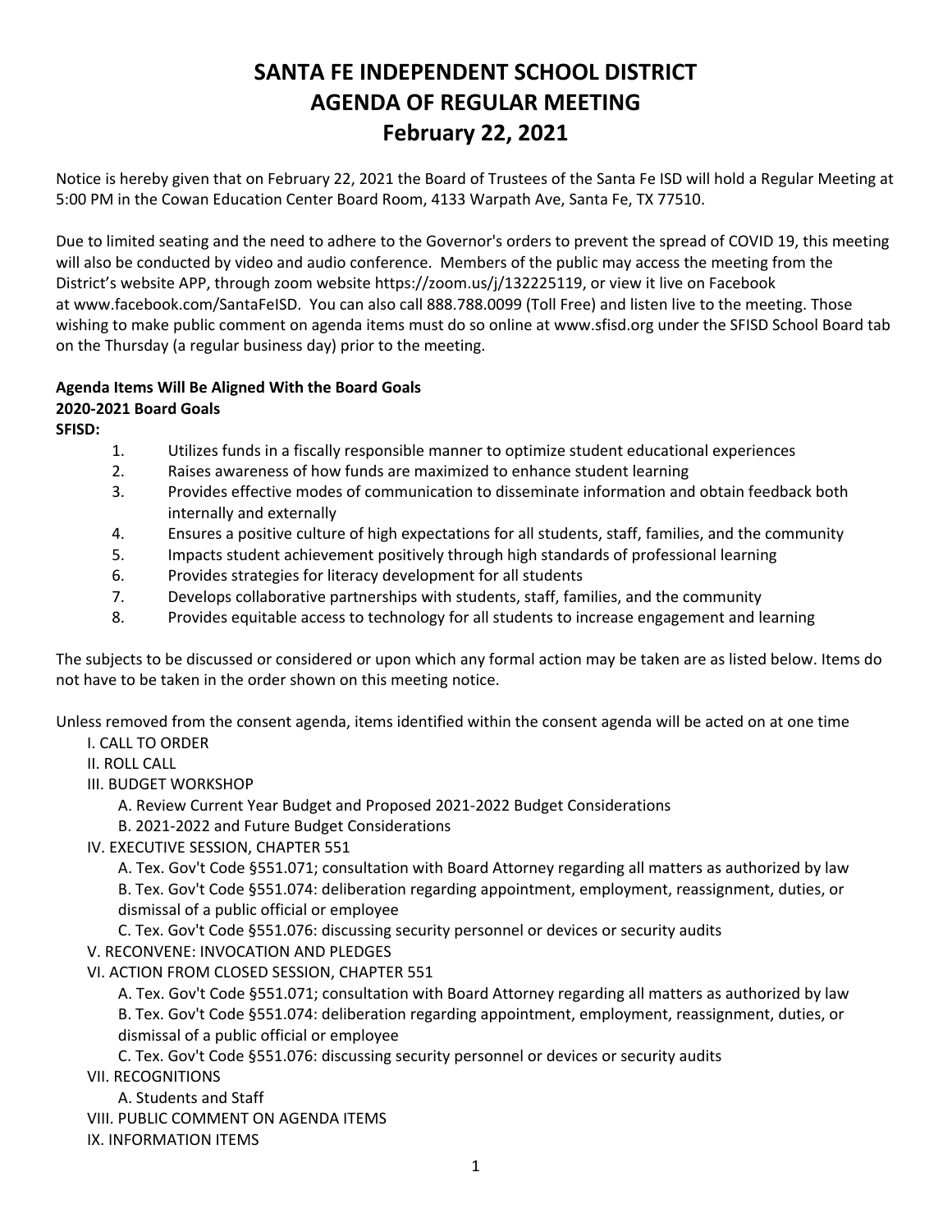# SANTA FE INDEPENDENT SCHOOL DISTRICT
# AGENDA OF REGULAR MEETING
# February 22, 2021

Notice is hereby given that on February 22, 2021 the Board of Trustees of the Santa Fe ISD will hold a Regular Meeting at 5:00 PM in the Cowan Education Center Board Room, 4133 Warpath Ave, Santa Fe, TX 77510.

Due to limited seating and the need to adhere to the Governor's orders to prevent the spread of COVID 19, this meeting will also be conducted by video and audio conference. Members of the public may access the meeting from the District's website APP, through zoom website https://zoom.us/j/132225119, or view it live on Facebook at www.facebook.com/SantaFeISD. You can also call 888.788.0099 (Toll Free) and listen live to the meeting. Those wishing to make public comment on agenda items must do so online at www.sfisd.org under the SFISD School Board tab on the Thursday (a regular business day) prior to the meeting.

**Agenda Items Will Be Aligned With the Board Goals**
**2020-2021 Board Goals**
**SFISD:**

1. Utilizes funds in a fiscally responsible manner to optimize student educational experiences
2. Raises awareness of how funds are maximized to enhance student learning
3. Provides effective modes of communication to disseminate information and obtain feedback both internally and externally
4. Ensures a positive culture of high expectations for all students, staff, families, and the community
5. Impacts student achievement positively through high standards of professional learning
6. Provides strategies for literacy development for all students
7. Develops collaborative partnerships with students, staff, families, and the community
8. Provides equitable access to technology for all students to increase engagement and learning

The subjects to be discussed or considered or upon which any formal action may be taken are as listed below. Items do not have to be taken in the order shown on this meeting notice.

Unless removed from the consent agenda, items identified within the consent agenda will be acted on at one time

- I. CALL TO ORDER
- II. ROLL CALL
- III. BUDGET WORKSHOP
  - A. Review Current Year Budget and Proposed 2021-2022 Budget Considerations
  - B. 2021-2022 and Future Budget Considerations
- IV. EXECUTIVE SESSION, CHAPTER 551
  - A. Tex. Gov't Code §551.071; consultation with Board Attorney regarding all matters as authorized by law
  - B. Tex. Gov't Code §551.074: deliberation regarding appointment, employment, reassignment, duties, or dismissal of a public official or employee
  - C. Tex. Gov't Code §551.076: discussing security personnel or devices or security audits
- V. RECONVENE: INVOCATION AND PLEDGES
- VI. ACTION FROM CLOSED SESSION, CHAPTER 551
  - A. Tex. Gov't Code §551.071; consultation with Board Attorney regarding all matters as authorized by law
  - B. Tex. Gov't Code §551.074: deliberation regarding appointment, employment, reassignment, duties, or dismissal of a public official or employee
  - C. Tex. Gov't Code §551.076: discussing security personnel or devices or security audits
- VII. RECOGNITIONS
  - A. Students and Staff
- VIII. PUBLIC COMMENT ON AGENDA ITEMS
- IX. INFORMATION ITEMS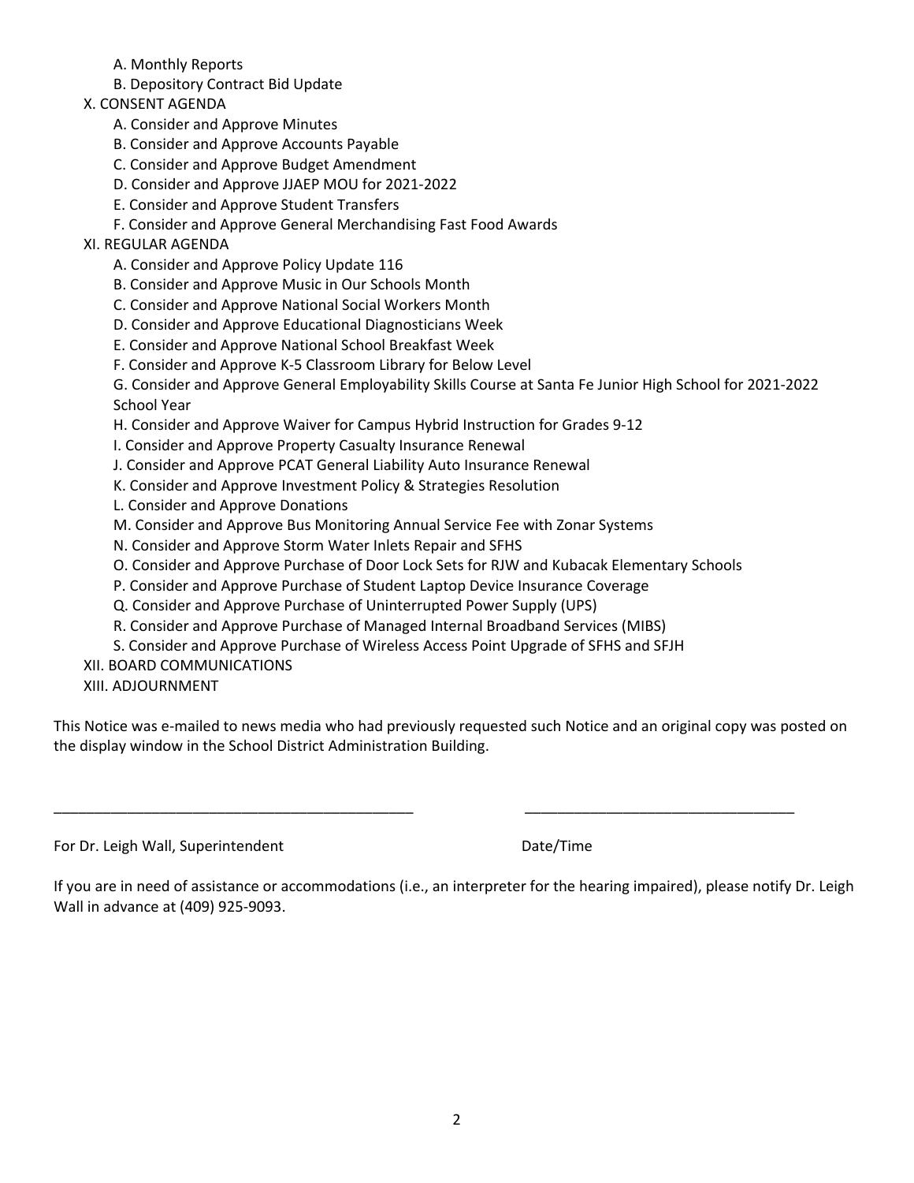A. Monthly Reports
B. Depository Contract Bid Update

X. CONSENT AGENDA

A. Consider and Approve Minutes
B. Consider and Approve Accounts Payable
C. Consider and Approve Budget Amendment
D. Consider and Approve JJAEP MOU for 2021-2022
E. Consider and Approve Student Transfers
F. Consider and Approve General Merchandising Fast Food Awards

XI. REGULAR AGENDA

A. Consider and Approve Policy Update 116
B. Consider and Approve Music in Our Schools Month
C. Consider and Approve National Social Workers Month
D. Consider and Approve Educational Diagnosticians Week
E. Consider and Approve National School Breakfast Week
F. Consider and Approve K-5 Classroom Library for Below Level
G. Consider and Approve General Employability Skills Course at Santa Fe Junior High School for 2021-2022 School Year
H. Consider and Approve Waiver for Campus Hybrid Instruction for Grades 9-12
I. Consider and Approve Property Casualty Insurance Renewal
J. Consider and Approve PCAT General Liability Auto Insurance Renewal
K. Consider and Approve Investment Policy & Strategies Resolution
L. Consider and Approve Donations
M. Consider and Approve Bus Monitoring Annual Service Fee with Zonar Systems
N. Consider and Approve Storm Water Inlets Repair and SFHS
O. Consider and Approve Purchase of Door Lock Sets for RJW and Kubacak Elementary Schools
P. Consider and Approve Purchase of Student Laptop Device Insurance Coverage
Q. Consider and Approve Purchase of Uninterrupted Power Supply (UPS)
R. Consider and Approve Purchase of Managed Internal Broadband Services (MIBS)
S. Consider and Approve Purchase of Wireless Access Point Upgrade of SFHS and SFJH

XII. BOARD COMMUNICATIONS

XIII. ADJOURNMENT

This Notice was e-mailed to news media who had previously requested such Notice and an original copy was posted on the display window in the School District Administration Building.

_____________________________________________ _________________________________

For Dr. Leigh Wall, Superintendent Date/Time

If you are in need of assistance or accommodations (i.e., an interpreter for the hearing impaired), please notify Dr. Leigh Wall in advance at (409) 925-9093.